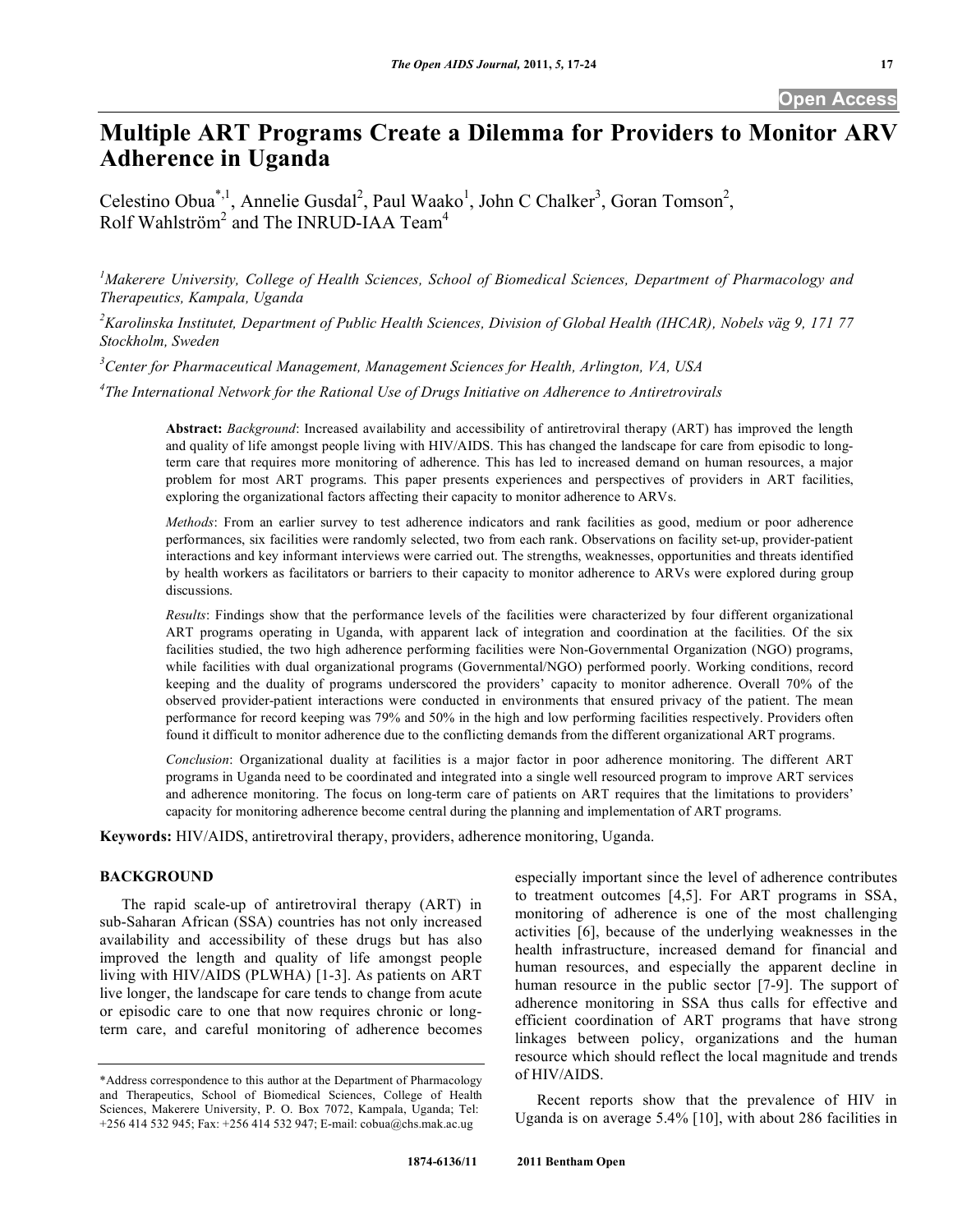# Multiple ART Programs Create a Dilemma for Providers to Monitor ARV Adherence in Uganda

Celestino Obua[*,1], Annelie Gusdal[2], Paul Waako[1], John C Chalker[3], Goran Tomson[2], Rolf Wahlström[2] and The INRUD-IAA Team[4]

[1]*Makerere University, College of Health Sciences, School of Biomedical Sciences, Department of Pharmacology and Therapeutics, Kampala, Uganda*

[2]*Karolinska Institutet, Department of Public Health Sciences, Division of Global Health (IHCAR), Nobels väg 9, 171 77 Stockholm, Sweden*

[3]*Center for Pharmaceutical Management, Management Sciences for Health, Arlington, VA, USA*

[4]*The International Network for the Rational Use of Drugs Initiative on Adherence to Antiretrovirals*

**Abstract:** *Background*: Increased availability and accessibility of antiretroviral therapy (ART) has improved the length and quality of life amongst people living with HIV/AIDS. This has changed the landscape for care from episodic to long-term care that requires more monitoring of adherence. This has led to increased demand on human resources, a major problem for most ART programs. This paper presents experiences and perspectives of providers in ART facilities, exploring the organizational factors affecting their capacity to monitor adherence to ARVs.

*Methods*: From an earlier survey to test adherence indicators and rank facilities as good, medium or poor adherence performances, six facilities were randomly selected, two from each rank. Observations on facility set-up, provider-patient interactions and key informant interviews were carried out. The strengths, weaknesses, opportunities and threats identified by health workers as facilitators or barriers to their capacity to monitor adherence to ARVs were explored during group discussions.

*Results*: Findings show that the performance levels of the facilities were characterized by four different organizational ART programs operating in Uganda, with apparent lack of integration and coordination at the facilities. Of the six facilities studied, the two high adherence performing facilities were Non-Governmental Organization (NGO) programs, while facilities with dual organizational programs (Governmental/NGO) performed poorly. Working conditions, record keeping and the duality of programs underscored the providers' capacity to monitor adherence. Overall 70% of the observed provider-patient interactions were conducted in environments that ensured privacy of the patient. The mean performance for record keeping was 79% and 50% in the high and low performing facilities respectively. Providers often found it difficult to monitor adherence due to the conflicting demands from the different organizational ART programs.

*Conclusion*: Organizational duality at facilities is a major factor in poor adherence monitoring. The different ART programs in Uganda need to be coordinated and integrated into a single well resourced program to improve ART services and adherence monitoring. The focus on long-term care of patients on ART requires that the limitations to providers' capacity for monitoring adherence become central during the planning and implementation of ART programs.

**Keywords:** HIV/AIDS, antiretroviral therapy, providers, adherence monitoring, Uganda.

## BACKGROUND

The rapid scale-up of antiretroviral therapy (ART) in sub-Saharan African (SSA) countries has not only increased availability and accessibility of these drugs but has also improved the length and quality of life amongst people living with HIV/AIDS (PLWHA) [1-3]. As patients on ART live longer, the landscape for care tends to change from acute or episodic care to one that now requires chronic or long-term care, and careful monitoring of adherence becomes especially important since the level of adherence contributes to treatment outcomes [4,5]. For ART programs in SSA, monitoring of adherence is one of the most challenging activities [6], because of the underlying weaknesses in the health infrastructure, increased demand for financial and human resources, and especially the apparent decline in human resource in the public sector [7-9]. The support of adherence monitoring in SSA thus calls for effective and efficient coordination of ART programs that have strong linkages between policy, organizations and the human resource which should reflect the local magnitude and trends of HIV/AIDS.

Recent reports show that the prevalence of HIV in Uganda is on average 5.4% [10], with about 286 facilities in

*Address correspondence to this author at the Department of Pharmacology and Therapeutics, School of Biomedical Sciences, College of Health Sciences, Makerere University, P. O. Box 7072, Kampala, Uganda; Tel: +256 414 532 945; Fax: +256 414 532 947; E-mail: cobua@chs.mak.ac.ug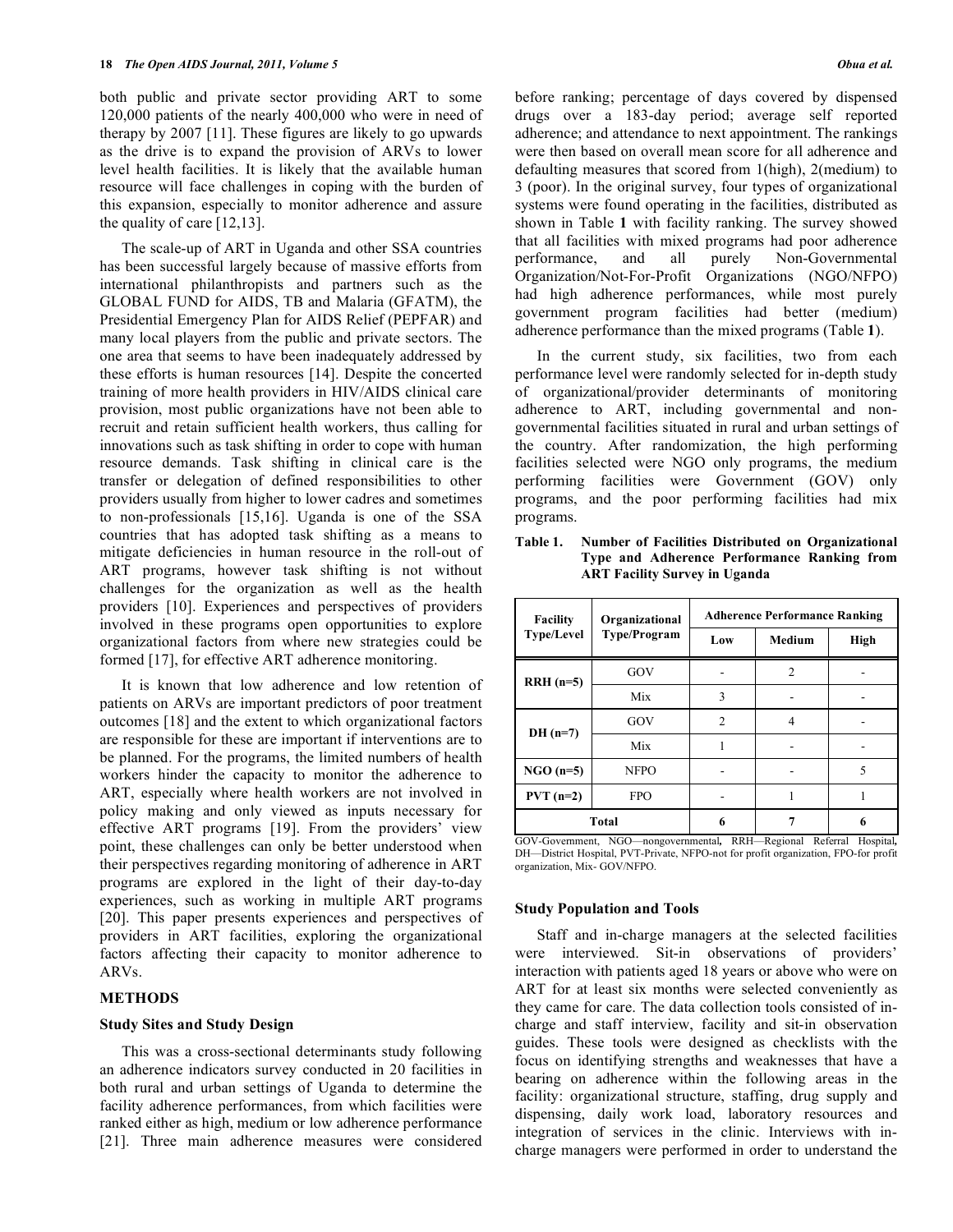both public and private sector providing ART to some 120,000 patients of the nearly 400,000 who were in need of therapy by 2007 [11]. These figures are likely to go upwards as the drive is to expand the provision of ARVs to lower level health facilities. It is likely that the available human resource will face challenges in coping with the burden of this expansion, especially to monitor adherence and assure the quality of care [12,13].

The scale-up of ART in Uganda and other SSA countries has been successful largely because of massive efforts from international philanthropists and partners such as the GLOBAL FUND for AIDS, TB and Malaria (GFATM), the Presidential Emergency Plan for AIDS Relief (PEPFAR) and many local players from the public and private sectors. The one area that seems to have been inadequately addressed by these efforts is human resources [14]. Despite the concerted training of more health providers in HIV/AIDS clinical care provision, most public organizations have not been able to recruit and retain sufficient health workers, thus calling for innovations such as task shifting in order to cope with human resource demands. Task shifting in clinical care is the transfer or delegation of defined responsibilities to other providers usually from higher to lower cadres and sometimes to non-professionals [15,16]. Uganda is one of the SSA countries that has adopted task shifting as a means to mitigate deficiencies in human resource in the roll-out of ART programs, however task shifting is not without challenges for the organization as well as the health providers [10]. Experiences and perspectives of providers involved in these programs open opportunities to explore organizational factors from where new strategies could be formed [17], for effective ART adherence monitoring.

It is known that low adherence and low retention of patients on ARVs are important predictors of poor treatment outcomes [18] and the extent to which organizational factors are responsible for these are important if interventions are to be planned. For the programs, the limited numbers of health workers hinder the capacity to monitor the adherence to ART, especially where health workers are not involved in policy making and only viewed as inputs necessary for effective ART programs [19]. From the providers' view point, these challenges can only be better understood when their perspectives regarding monitoring of adherence in ART programs are explored in the light of their day-to-day experiences, such as working in multiple ART programs [20]. This paper presents experiences and perspectives of providers in ART facilities, exploring the organizational factors affecting their capacity to monitor adherence to ARVs.

## METHODS

### Study Sites and Study Design

This was a cross-sectional determinants study following an adherence indicators survey conducted in 20 facilities in both rural and urban settings of Uganda to determine the facility adherence performances, from which facilities were ranked either as high, medium or low adherence performance [21]. Three main adherence measures were considered before ranking; percentage of days covered by dispensed drugs over a 183-day period; average self reported adherence; and attendance to next appointment. The rankings were then based on overall mean score for all adherence and defaulting measures that scored from 1(high), 2(medium) to 3 (poor). In the original survey, four types of organizational systems were found operating in the facilities, distributed as shown in Table **1** with facility ranking. The survey showed that all facilities with mixed programs had poor adherence performance, and all purely Non-Governmental Organization/Not-For-Profit Organizations (NGO/NFPO) had high adherence performances, while most purely government program facilities had better (medium) adherence performance than the mixed programs (Table **1**).

In the current study, six facilities, two from each performance level were randomly selected for in-depth study of organizational/provider determinants of monitoring adherence to ART, including governmental and non-governmental facilities situated in rural and urban settings of the country. After randomization, the high performing facilities selected were NGO only programs, the medium performing facilities were Government (GOV) only programs, and the poor performing facilities had mix programs.

**Table 1. Number of Facilities Distributed on Organizational Type and Adherence Performance Ranking from ART Facility Survey in Uganda**

| Facility Type/Level | Organizational Type/Program | Adherence Performance Ranking | | |
|---|---|---|---|---|
| | | Low | Medium | High |
| RRH (n=5) | GOV | - | 2 | - |
| | Mix | 3 | - | - |
| DH (n=7) | GOV | 2 | 4 | - |
| | Mix | 1 | - | - |
| NGO (n=5) | NFPO | - | - | 5 |
| PVT (n=2) | FPO | - | 1 | 1 |
| Total | | 6 | 7 | 6 |

GOV-Government, NGO—nongovernmental, RRH—Regional Referral Hospital, DH—District Hospital, PVT-Private, NFPO-not for profit organization, FPO-for profit organization, Mix- GOV/NFPO.

### Study Population and Tools

Staff and in-charge managers at the selected facilities were interviewed. Sit-in observations of providers' interaction with patients aged 18 years or above who were on ART for at least six months were selected conveniently as they came for care. The data collection tools consisted of in-charge and staff interview, facility and sit-in observation guides. These tools were designed as checklists with the focus on identifying strengths and weaknesses that have a bearing on adherence within the following areas in the facility: organizational structure, staffing, drug supply and dispensing, daily work load, laboratory resources and integration of services in the clinic. Interviews with in-charge managers were performed in order to understand the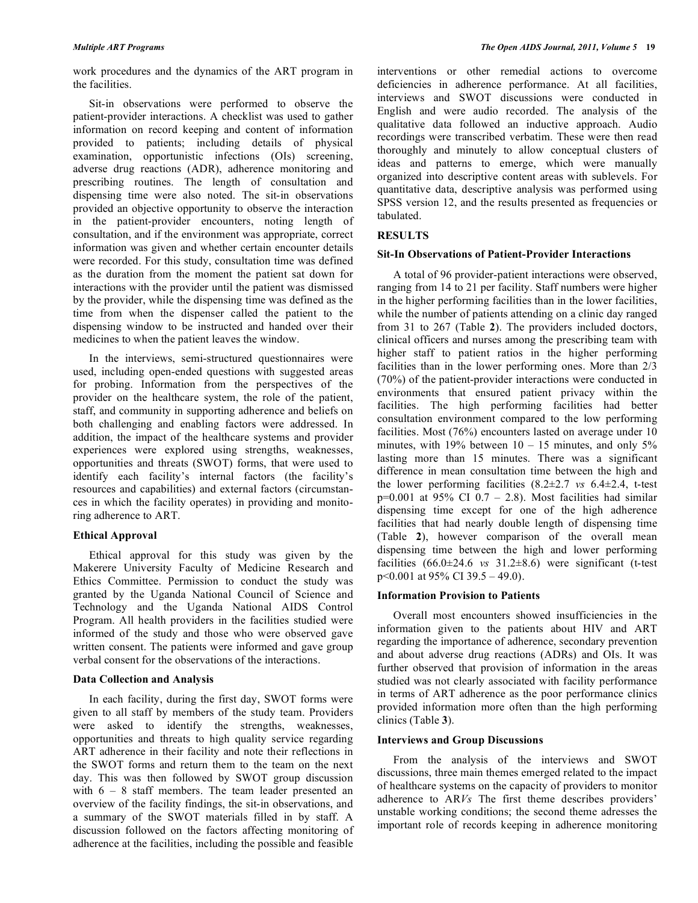work procedures and the dynamics of the ART program in the facilities.

Sit-in observations were performed to observe the patient-provider interactions. A checklist was used to gather information on record keeping and content of information provided to patients; including details of physical examination, opportunistic infections (OIs) screening, adverse drug reactions (ADR), adherence monitoring and prescribing routines. The length of consultation and dispensing time were also noted. The sit-in observations provided an objective opportunity to observe the interaction in the patient-provider encounters, noting length of consultation, and if the environment was appropriate, correct information was given and whether certain encounter details were recorded. For this study, consultation time was defined as the duration from the moment the patient sat down for interactions with the provider until the patient was dismissed by the provider, while the dispensing time was defined as the time from when the dispenser called the patient to the dispensing window to be instructed and handed over their medicines to when the patient leaves the window.

In the interviews, semi-structured questionnaires were used, including open-ended questions with suggested areas for probing. Information from the perspectives of the provider on the healthcare system, the role of the patient, staff, and community in supporting adherence and beliefs on both challenging and enabling factors were addressed. In addition, the impact of the healthcare systems and provider experiences were explored using strengths, weaknesses, opportunities and threats (SWOT) forms, that were used to identify each facility's internal factors (the facility's resources and capabilities) and external factors (circumstances in which the facility operates) in providing and monitoring adherence to ART.

### Ethical Approval

Ethical approval for this study was given by the Makerere University Faculty of Medicine Research and Ethics Committee. Permission to conduct the study was granted by the Uganda National Council of Science and Technology and the Uganda National AIDS Control Program. All health providers in the facilities studied were informed of the study and those who were observed gave written consent. The patients were informed and gave group verbal consent for the observations of the interactions.

### Data Collection and Analysis

In each facility, during the first day, SWOT forms were given to all staff by members of the study team. Providers were asked to identify the strengths, weaknesses, opportunities and threats to high quality service regarding ART adherence in their facility and note their reflections in the SWOT forms and return them to the team on the next day. This was then followed by SWOT group discussion with 6 – 8 staff members. The team leader presented an overview of the facility findings, the sit-in observations, and a summary of the SWOT materials filled in by staff. A discussion followed on the factors affecting monitoring of adherence at the facilities, including the possible and feasible interventions or other remedial actions to overcome deficiencies in adherence performance. At all facilities, interviews and SWOT discussions were conducted in English and were audio recorded. The analysis of the qualitative data followed an inductive approach. Audio recordings were transcribed verbatim. These were then read thoroughly and minutely to allow conceptual clusters of ideas and patterns to emerge, which were manually organized into descriptive content areas with sublevels. For quantitative data, descriptive analysis was performed using SPSS version 12, and the results presented as frequencies or tabulated.

## RESULTS

### Sit-In Observations of Patient-Provider Interactions

A total of 96 provider-patient interactions were observed, ranging from 14 to 21 per facility. Staff numbers were higher in the higher performing facilities than in the lower facilities, while the number of patients attending on a clinic day ranged from 31 to 267 (Table **2**). The providers included doctors, clinical officers and nurses among the prescribing team with higher staff to patient ratios in the higher performing facilities than in the lower performing ones. More than 2/3 (70%) of the patient-provider interactions were conducted in environments that ensured patient privacy within the facilities. The high performing facilities had better consultation environment compared to the low performing facilities. Most (76%) encounters lasted on average under 10 minutes, with 19% between 10 – 15 minutes, and only 5% lasting more than 15 minutes. There was a significant difference in mean consultation time between the high and the lower performing facilities ($8.2\pm2.7$ *vs* $6.4\pm2.4$, t-test $p=0.001$ at 95% CI 0.7 – 2.8). Most facilities had similar dispensing time except for one of the high adherence facilities that had nearly double length of dispensing time (Table **2**), however comparison of the overall mean dispensing time between the high and lower performing facilities ($66.0\pm24.6$ *vs* $31.2\pm8.6$) were significant (t-test $p<0.001$ at 95% CI 39.5 – 49.0).

### Information Provision to Patients

Overall most encounters showed insufficiencies in the information given to the patients about HIV and ART regarding the importance of adherence, secondary prevention and about adverse drug reactions (ADRs) and OIs. It was further observed that provision of information in the areas studied was not clearly associated with facility performance in terms of ART adherence as the poor performance clinics provided information more often than the high performing clinics (Table **3**).

### Interviews and Group Discussions

From the analysis of the interviews and SWOT discussions, three main themes emerged related to the impact of healthcare systems on the capacity of providers to monitor adherence to AR*Vs* The first theme describes providers' unstable working conditions; the second theme adresses the important role of records keeping in adherence monitoring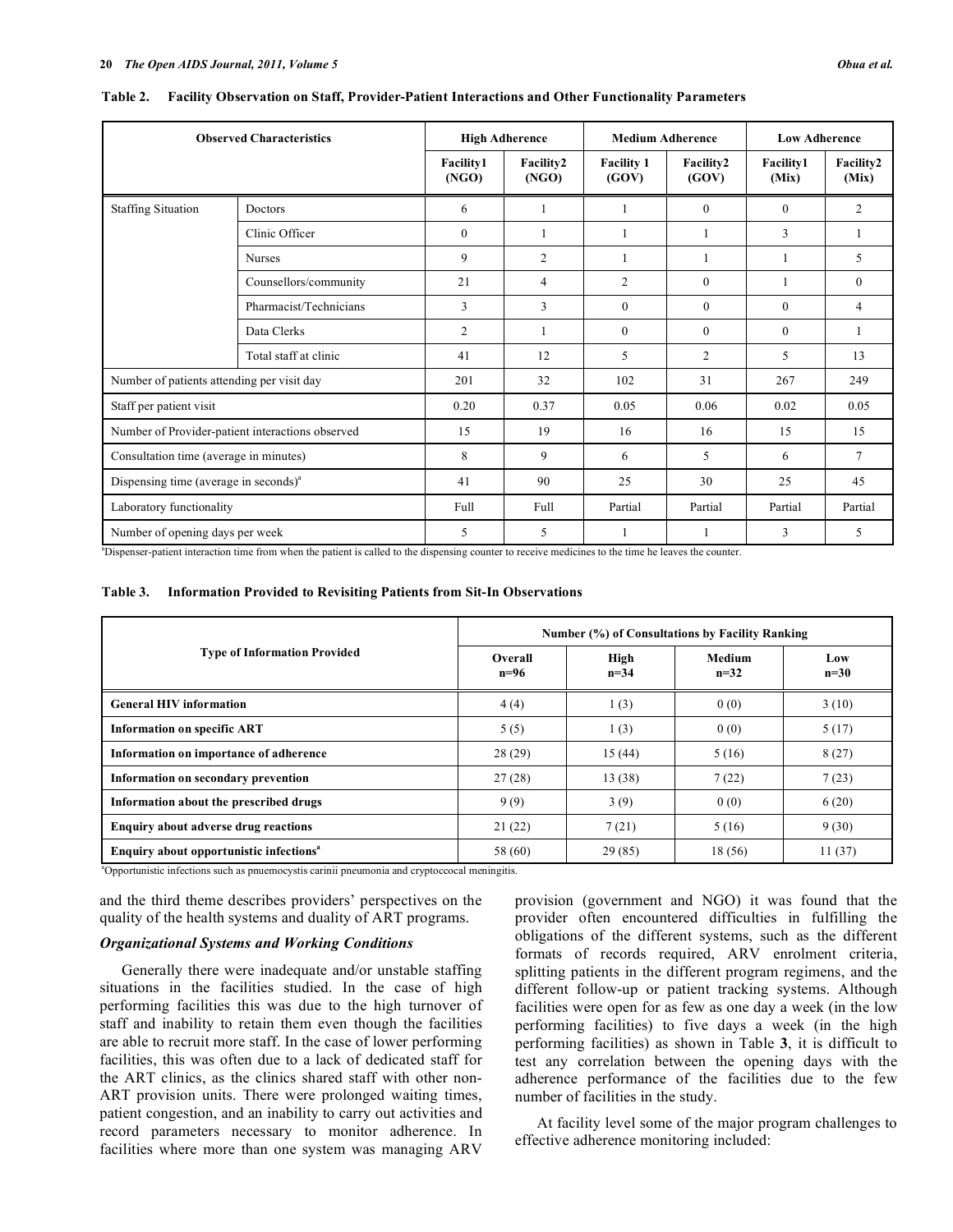**Table 2. Facility Observation on Staff, Provider-Patient Interactions and Other Functionality Parameters**

| Observed Characteristics | | High Adherence | | Medium Adherence | | Low Adherence | |
|---|---|---|---|---|---|---|---|
| | | Facility1 (NGO) | Facility2 (NGO) | Facility 1 (GOV) | Facility2 (GOV) | Facility1 (Mix) | Facility2 (Mix) |
| Staffing Situation | Doctors | 6 | 1 | 1 | 0 | 0 | 2 |
| | Clinic Officer | 0 | 1 | 1 | 1 | 3 | 1 |
| | Nurses | 9 | 2 | 1 | 1 | 1 | 5 |
| | Counsellors/community | 21 | 4 | 2 | 0 | 1 | 0 |
| | Pharmacist/Technicians | 3 | 3 | 0 | 0 | 0 | 4 |
| | Data Clerks | 2 | 1 | 0 | 0 | 0 | 1 |
| | Total staff at clinic | 41 | 12 | 5 | 2 | 5 | 13 |
| Number of patients attending per visit day | | 201 | 32 | 102 | 31 | 267 | 249 |
| Staff per patient visit | | 0.20 | 0.37 | 0.05 | 0.06 | 0.02 | 0.05 |
| Number of Provider-patient interactions observed | | 15 | 19 | 16 | 16 | 15 | 15 |
| Consultation time (average in minutes) | | 8 | 9 | 6 | 5 | 6 | 7 |
| Dispensing time (average in seconds)[a] | | 41 | 90 | 25 | 30 | 25 | 45 |
| Laboratory functionality | | Full | Full | Partial | Partial | Partial | Partial |
| Number of opening days per week | | 5 | 5 | 1 | 1 | 3 | 5 |

[a]Dispenser-patient interaction time from when the patient is called to the dispensing counter to receive medicines to the time he leaves the counter.

**Table 3. Information Provided to Revisiting Patients from Sit-In Observations**

| Type of Information Provided | Number (%) of Consultations by Facility Ranking | | | |
|---|---|---|---|---|
| | Overall n=96 | High n=34 | Medium n=32 | Low n=30 |
| **General HIV information** | 4 (4) | 1 (3) | 0 (0) | 3 (10) |
| **Information on specific ART** | 5 (5) | 1 (3) | 0 (0) | 5 (17) |
| **Information on importance of adherence** | 28 (29) | 15 (44) | 5 (16) | 8 (27) |
| **Information on secondary prevention** | 27 (28) | 13 (38) | 7 (22) | 7 (23) |
| **Information about the prescribed drugs** | 9 (9) | 3 (9) | 0 (0) | 6 (20) |
| **Enquiry about adverse drug reactions** | 21 (22) | 7 (21) | 5 (16) | 9 (30) |
| **Enquiry about opportunistic infections**[a] | 58 (60) | 29 (85) | 18 (56) | 11 (37) |

[a]Opportunistic infections such as pnuemocystis carinii pneumonia and cryptoccocal meningitis.

and the third theme describes providers' perspectives on the quality of the health systems and duality of ART programs.

### *Organizational Systems and Working Conditions*

Generally there were inadequate and/or unstable staffing situations in the facilities studied. In the case of high performing facilities this was due to the high turnover of staff and inability to retain them even though the facilities are able to recruit more staff. In the case of lower performing facilities, this was often due to a lack of dedicated staff for the ART clinics, as the clinics shared staff with other non-ART provision units. There were prolonged waiting times, patient congestion, and an inability to carry out activities and record parameters necessary to monitor adherence. In facilities where more than one system was managing ARV provision (government and NGO) it was found that the provider often encountered difficulties in fulfilling the obligations of the different systems, such as the different formats of records required, ARV enrolment criteria, splitting patients in the different program regimens, and the different follow-up or patient tracking systems. Although facilities were open for as few as one day a week (in the low performing facilities) to five days a week (in the high performing facilities) as shown in Table **3**, it is difficult to test any correlation between the opening days with the adherence performance of the facilities due to the few number of facilities in the study.

At facility level some of the major program challenges to effective adherence monitoring included: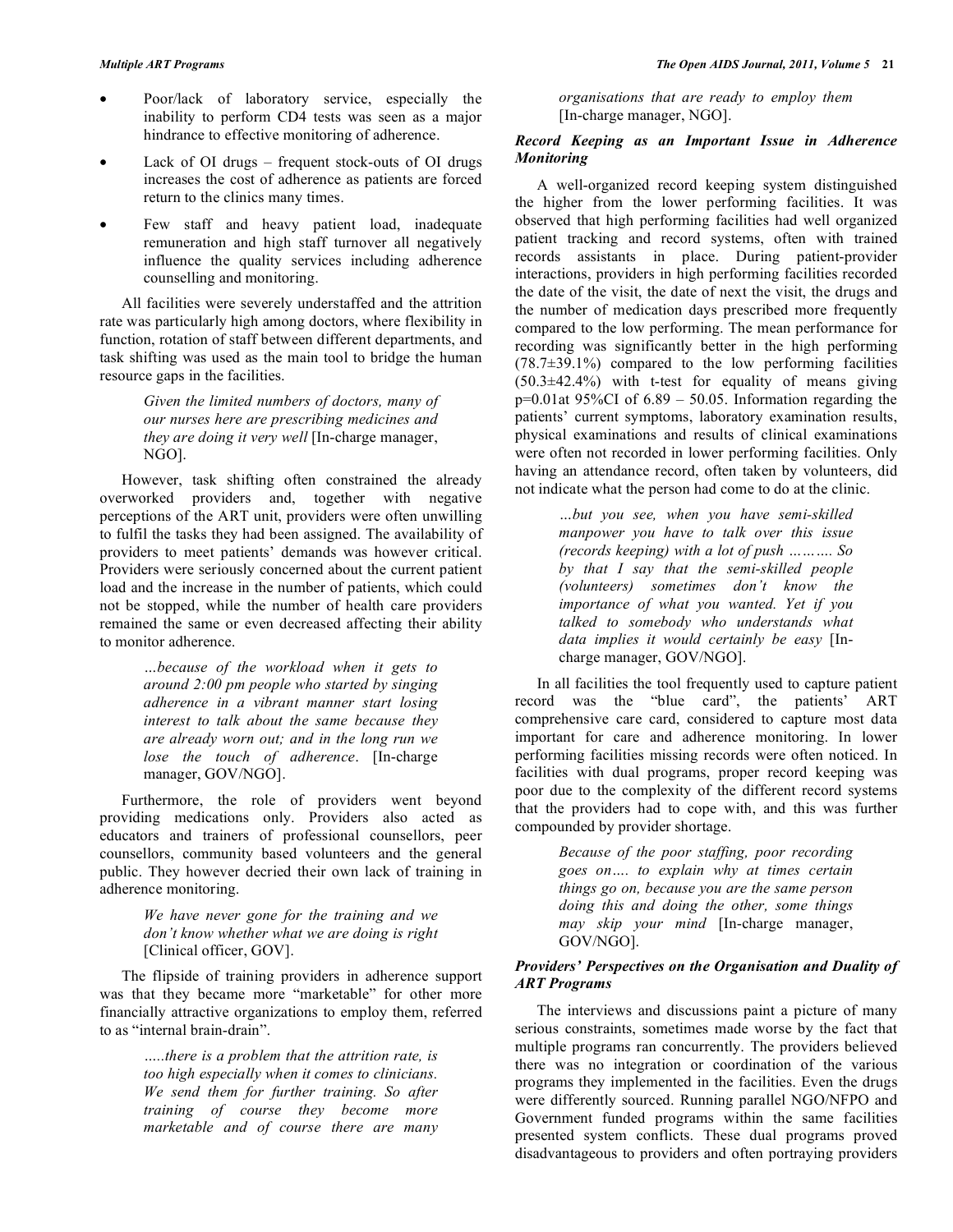- Poor/lack of laboratory service, especially the inability to perform CD4 tests was seen as a major hindrance to effective monitoring of adherence.
- Lack of OI drugs – frequent stock-outs of OI drugs increases the cost of adherence as patients are forced return to the clinics many times.
- Few staff and heavy patient load, inadequate remuneration and high staff turnover all negatively influence the quality services including adherence counselling and monitoring.

All facilities were severely understaffed and the attrition rate was particularly high among doctors, where flexibility in function, rotation of staff between different departments, and task shifting was used as the main tool to bridge the human resource gaps in the facilities.

> *Given the limited numbers of doctors, many of our nurses here are prescribing medicines and they are doing it very well* [In-charge manager, NGO].

However, task shifting often constrained the already overworked providers and, together with negative perceptions of the ART unit, providers were often unwilling to fulfil the tasks they had been assigned. The availability of providers to meet patients' demands was however critical. Providers were seriously concerned about the current patient load and the increase in the number of patients, which could not be stopped, while the number of health care providers remained the same or even decreased affecting their ability to monitor adherence.

> *…because of the workload when it gets to around 2:00 pm people who started by singing adherence in a vibrant manner start losing interest to talk about the same because they are already worn out; and in the long run we lose the touch of adherence*. [In-charge manager, GOV/NGO].

Furthermore, the role of providers went beyond providing medications only. Providers also acted as educators and trainers of professional counsellors, peer counsellors, community based volunteers and the general public. They however decried their own lack of training in adherence monitoring.

> *We have never gone for the training and we don't know whether what we are doing is right* [Clinical officer, GOV].

The flipside of training providers in adherence support was that they became more "marketable" for other more financially attractive organizations to employ them, referred to as "internal brain-drain".

> *…..there is a problem that the attrition rate, is too high especially when it comes to clinicians. We send them for further training. So after training of course they become more marketable and of course there are many organisations that are ready to employ them* [In-charge manager, NGO].

### *Record Keeping as an Important Issue in Adherence Monitoring*

A well-organized record keeping system distinguished the higher from the lower performing facilities. It was observed that high performing facilities had well organized patient tracking and record systems, often with trained records assistants in place. During patient-provider interactions, providers in high performing facilities recorded the date of the visit, the date of next the visit, the drugs and the number of medication days prescribed more frequently compared to the low performing. The mean performance for recording was significantly better in the high performing (78.7±39.1%) compared to the low performing facilities (50.3±42.4%) with t-test for equality of means giving p=0.01at 95%CI of 6.89 – 50.05. Information regarding the patients' current symptoms, laboratory examination results, physical examinations and results of clinical examinations were often not recorded in lower performing facilities. Only having an attendance record, often taken by volunteers, did not indicate what the person had come to do at the clinic.

> *…but you see, when you have semi-skilled manpower you have to talk over this issue (records keeping) with a lot of push ………. So by that I say that the semi-skilled people (volunteers) sometimes don't know the importance of what you wanted. Yet if you talked to somebody who understands what data implies it would certainly be easy* [In-charge manager, GOV/NGO].

In all facilities the tool frequently used to capture patient record was the "blue card", the patients' ART comprehensive care card, considered to capture most data important for care and adherence monitoring. In lower performing facilities missing records were often noticed. In facilities with dual programs, proper record keeping was poor due to the complexity of the different record systems that the providers had to cope with, and this was further compounded by provider shortage.

> *Because of the poor staffing, poor recording goes on…. to explain why at times certain things go on, because you are the same person doing this and doing the other, some things may skip your mind* [In-charge manager, GOV/NGO].

### *Providers' Perspectives on the Organisation and Duality of ART Programs*

The interviews and discussions paint a picture of many serious constraints, sometimes made worse by the fact that multiple programs ran concurrently. The providers believed there was no integration or coordination of the various programs they implemented in the facilities. Even the drugs were differently sourced. Running parallel NGO/NFPO and Government funded programs within the same facilities presented system conflicts. These dual programs proved disadvantageous to providers and often portraying providers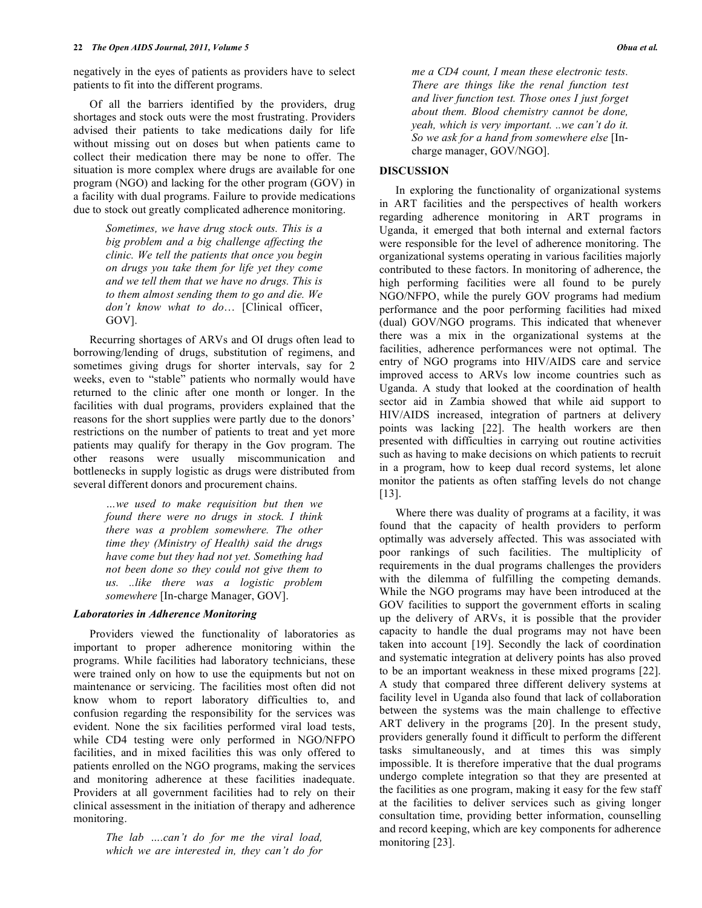negatively in the eyes of patients as providers have to select patients to fit into the different programs.

Of all the barriers identified by the providers, drug shortages and stock outs were the most frustrating. Providers advised their patients to take medications daily for life without missing out on doses but when patients came to collect their medication there may be none to offer. The situation is more complex where drugs are available for one program (NGO) and lacking for the other program (GOV) in a facility with dual programs. Failure to provide medications due to stock out greatly complicated adherence monitoring.

> *Sometimes, we have drug stock outs. This is a big problem and a big challenge affecting the clinic. We tell the patients that once you begin on drugs you take them for life yet they come and we tell them that we have no drugs. This is to them almost sending them to go and die. We don't know what to do…* [Clinical officer, GOV].

Recurring shortages of ARVs and OI drugs often lead to borrowing/lending of drugs, substitution of regimens, and sometimes giving drugs for shorter intervals, say for 2 weeks, even to "stable" patients who normally would have returned to the clinic after one month or longer. In the facilities with dual programs, providers explained that the reasons for the short supplies were partly due to the donors' restrictions on the number of patients to treat and yet more patients may qualify for therapy in the Gov program. The other reasons were usually miscommunication and bottlenecks in supply logistic as drugs were distributed from several different donors and procurement chains.

> *…we used to make requisition but then we found there were no drugs in stock. I think there was a problem somewhere. The other time they (Ministry of Health) said the drugs have come but they had not yet. Something had not been done so they could not give them to us. ..like there was a logistic problem somewhere* [In-charge Manager, GOV].

### *Laboratories in Adherence Monitoring*

Providers viewed the functionality of laboratories as important to proper adherence monitoring within the programs. While facilities had laboratory technicians, these were trained only on how to use the equipments but not on maintenance or servicing. The facilities most often did not know whom to report laboratory difficulties to, and confusion regarding the responsibility for the services was evident. None the six facilities performed viral load tests, while CD4 testing were only performed in NGO/NFPO facilities, and in mixed facilities this was only offered to patients enrolled on the NGO programs, making the services and monitoring adherence at these facilities inadequate. Providers at all government facilities had to rely on their clinical assessment in the initiation of therapy and adherence monitoring.

> *The lab ….can't do for me the viral load, which we are interested in, they can't do for me a CD4 count, I mean these electronic tests. There are things like the renal function test and liver function test. Those ones I just forget about them. Blood chemistry cannot be done, yeah, which is very important. ..we can't do it. So we ask for a hand from somewhere else* [In-charge manager, GOV/NGO].

## DISCUSSION

In exploring the functionality of organizational systems in ART facilities and the perspectives of health workers regarding adherence monitoring in ART programs in Uganda, it emerged that both internal and external factors were responsible for the level of adherence monitoring. The organizational systems operating in various facilities majorly contributed to these factors. In monitoring of adherence, the high performing facilities were all found to be purely NGO/NFPO, while the purely GOV programs had medium performance and the poor performing facilities had mixed (dual) GOV/NGO programs. This indicated that whenever there was a mix in the organizational systems at the facilities, adherence performances were not optimal. The entry of NGO programs into HIV/AIDS care and service improved access to ARVs low income countries such as Uganda. A study that looked at the coordination of health sector aid in Zambia showed that while aid support to HIV/AIDS increased, integration of partners at delivery points was lacking [22]. The health workers are then presented with difficulties in carrying out routine activities such as having to make decisions on which patients to recruit in a program, how to keep dual record systems, let alone monitor the patients as often staffing levels do not change [13].

Where there was duality of programs at a facility, it was found that the capacity of health providers to perform optimally was adversely affected. This was associated with poor rankings of such facilities. The multiplicity of requirements in the dual programs challenges the providers with the dilemma of fulfilling the competing demands. While the NGO programs may have been introduced at the GOV facilities to support the government efforts in scaling up the delivery of ARVs, it is possible that the provider capacity to handle the dual programs may not have been taken into account [19]. Secondly the lack of coordination and systematic integration at delivery points has also proved to be an important weakness in these mixed programs [22]. A study that compared three different delivery systems at facility level in Uganda also found that lack of collaboration between the systems was the main challenge to effective ART delivery in the programs [20]. In the present study, providers generally found it difficult to perform the different tasks simultaneously, and at times this was simply impossible. It is therefore imperative that the dual programs undergo complete integration so that they are presented at the facilities as one program, making it easy for the few staff at the facilities to deliver services such as giving longer consultation time, providing better information, counselling and record keeping, which are key components for adherence monitoring [23].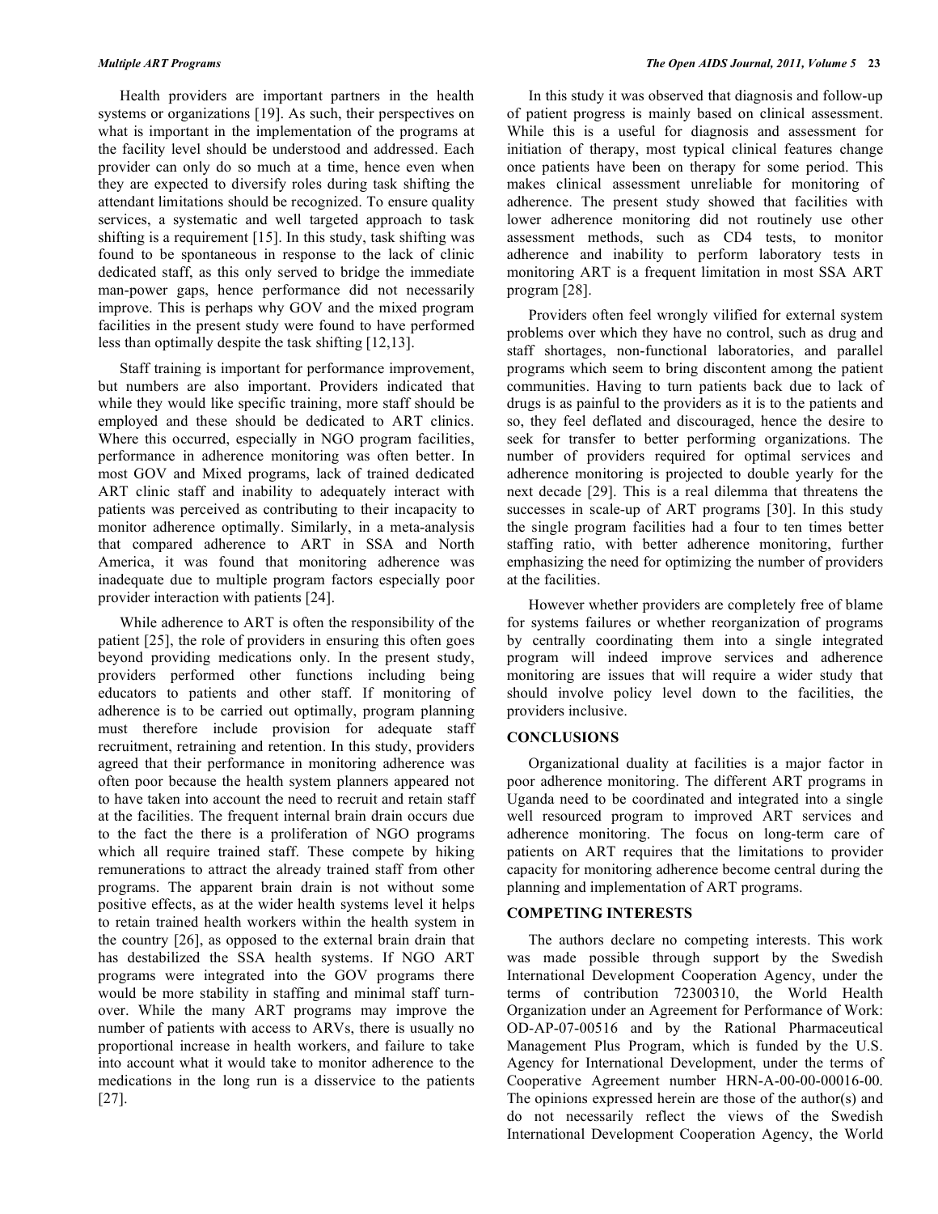Health providers are important partners in the health systems or organizations [19]. As such, their perspectives on what is important in the implementation of the programs at the facility level should be understood and addressed. Each provider can only do so much at a time, hence even when they are expected to diversify roles during task shifting the attendant limitations should be recognized. To ensure quality services, a systematic and well targeted approach to task shifting is a requirement [15]. In this study, task shifting was found to be spontaneous in response to the lack of clinic dedicated staff, as this only served to bridge the immediate man-power gaps, hence performance did not necessarily improve. This is perhaps why GOV and the mixed program facilities in the present study were found to have performed less than optimally despite the task shifting [12,13].

Staff training is important for performance improvement, but numbers are also important. Providers indicated that while they would like specific training, more staff should be employed and these should be dedicated to ART clinics. Where this occurred, especially in NGO program facilities, performance in adherence monitoring was often better. In most GOV and Mixed programs, lack of trained dedicated ART clinic staff and inability to adequately interact with patients was perceived as contributing to their incapacity to monitor adherence optimally. Similarly, in a meta-analysis that compared adherence to ART in SSA and North America, it was found that monitoring adherence was inadequate due to multiple program factors especially poor provider interaction with patients [24].

While adherence to ART is often the responsibility of the patient [25], the role of providers in ensuring this often goes beyond providing medications only. In the present study, providers performed other functions including being educators to patients and other staff. If monitoring of adherence is to be carried out optimally, program planning must therefore include provision for adequate staff recruitment, retraining and retention. In this study, providers agreed that their performance in monitoring adherence was often poor because the health system planners appeared not to have taken into account the need to recruit and retain staff at the facilities. The frequent internal brain drain occurs due to the fact the there is a proliferation of NGO programs which all require trained staff. These compete by hiking remunerations to attract the already trained staff from other programs. The apparent brain drain is not without some positive effects, as at the wider health systems level it helps to retain trained health workers within the health system in the country [26], as opposed to the external brain drain that has destabilized the SSA health systems. If NGO ART programs were integrated into the GOV programs there would be more stability in staffing and minimal staff turn-over. While the many ART programs may improve the number of patients with access to ARVs, there is usually no proportional increase in health workers, and failure to take into account what it would take to monitor adherence to the medications in the long run is a disservice to the patients [27].

In this study it was observed that diagnosis and follow-up of patient progress is mainly based on clinical assessment. While this is a useful for diagnosis and assessment for initiation of therapy, most typical clinical features change once patients have been on therapy for some period. This makes clinical assessment unreliable for monitoring of adherence. The present study showed that facilities with lower adherence monitoring did not routinely use other assessment methods, such as CD4 tests, to monitor adherence and inability to perform laboratory tests in monitoring ART is a frequent limitation in most SSA ART program [28].

Providers often feel wrongly vilified for external system problems over which they have no control, such as drug and staff shortages, non-functional laboratories, and parallel programs which seem to bring discontent among the patient communities. Having to turn patients back due to lack of drugs is as painful to the providers as it is to the patients and so, they feel deflated and discouraged, hence the desire to seek for transfer to better performing organizations. The number of providers required for optimal services and adherence monitoring is projected to double yearly for the next decade [29]. This is a real dilemma that threatens the successes in scale-up of ART programs [30]. In this study the single program facilities had a four to ten times better staffing ratio, with better adherence monitoring, further emphasizing the need for optimizing the number of providers at the facilities.

However whether providers are completely free of blame for systems failures or whether reorganization of programs by centrally coordinating them into a single integrated program will indeed improve services and adherence monitoring are issues that will require a wider study that should involve policy level down to the facilities, the providers inclusive.

## CONCLUSIONS

Organizational duality at facilities is a major factor in poor adherence monitoring. The different ART programs in Uganda need to be coordinated and integrated into a single well resourced program to improved ART services and adherence monitoring. The focus on long-term care of patients on ART requires that the limitations to provider capacity for monitoring adherence become central during the planning and implementation of ART programs.

## COMPETING INTERESTS

The authors declare no competing interests. This work was made possible through support by the Swedish International Development Cooperation Agency, under the terms of contribution 72300310, the World Health Organization under an Agreement for Performance of Work: OD-AP-07-00516 and by the Rational Pharmaceutical Management Plus Program, which is funded by the U.S. Agency for International Development, under the terms of Cooperative Agreement number HRN-A-00-00-00016-00. The opinions expressed herein are those of the author(s) and do not necessarily reflect the views of the Swedish International Development Cooperation Agency, the World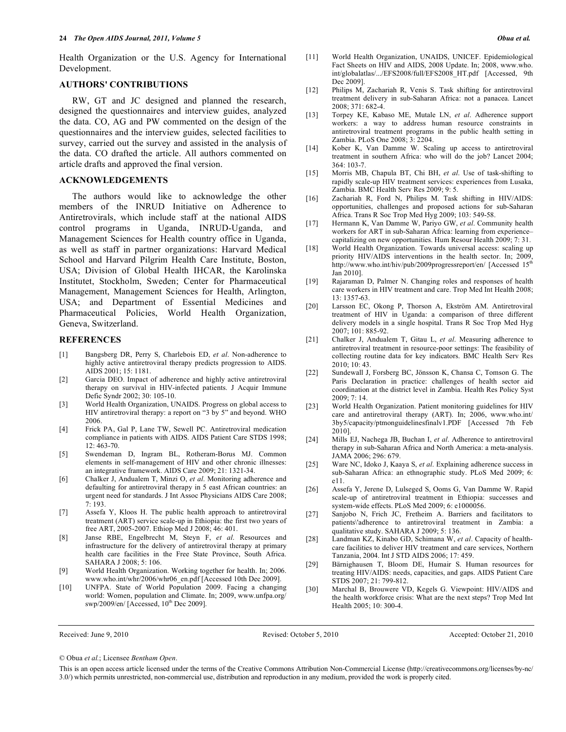Health Organization or the U.S. Agency for International Development.

## AUTHORS' CONTRIBUTIONS

RW, GT and JC designed and planned the research, designed the questionnaires and interview guides, analyzed the data. CO, AG and PW commented on the design of the questionnaires and the interview guides, selected facilities to survey, carried out the survey and assisted in the analysis of the data. CO drafted the article. All authors commented on article drafts and approved the final version.

## ACKNOWLEDGEMENTS

The authors would like to acknowledge the other members of the INRUD Initiative on Adherence to Antiretrovirals, which include staff at the national AIDS control programs in Uganda, INRUD-Uganda, and Management Sciences for Health country office in Uganda, as well as staff in partner organizations: Harvard Medical School and Harvard Pilgrim Health Care Institute, Boston, USA; Division of Global Health IHCAR, the Karolinska Institutet, Stockholm, Sweden; Center for Pharmaceutical Management, Management Sciences for Health, Arlington, USA; and Department of Essential Medicines and Pharmaceutical Policies, World Health Organization, Geneva, Switzerland.

## REFERENCES

[1] Bangsberg DR, Perry S, Charlebois ED, *et al*. Non-adherence to highly active antiretroviral therapy predicts progression to AIDS. AIDS 2001; 15: 1181.

[2] Garcia DEO. Impact of adherence and highly active antiretroviral therapy on survival in HIV-infected patients. J Acquir Immune Defic Syndr 2002; 30: 105-10.

[3] World Health Organization, UNAIDS. Progress on global access to HIV antiretroviral therapy: a report on "3 by 5" and beyond. WHO 2006.

[4] Frick PA, Gal P, Lane TW, Sewell PC. Antiretroviral medication compliance in patients with AIDS. AIDS Patient Care STDS 1998; 12: 463-70.

[5] Swendeman D, Ingram BL, Rotheram-Borus MJ. Common elements in self-management of HIV and other chronic illnesses: an integrative framework. AIDS Care 2009; 21: 1321-34.

[6] Chalker J, Andualem T, Minzi O, *et al*. Monitoring adherence and defaulting for antiretroviral therapy in 5 east African countries: an urgent need for standards. J Int Assoc Physicians AIDS Care 2008; 7: 193.

[7] Assefa Y, Kloos H. The public health approach to antiretroviral treatment (ART) service scale-up in Ethiopia: the first two years of free ART, 2005-2007. Ethiop Med J 2008; 46: 401.

[8] Janse RBE, Engelbrecht M, Steyn F, *et al*. Resources and infrastructure for the delivery of antiretroviral therapy at primary health care facilities in the Free State Province, South Africa. SAHARA J 2008; 5: 106.

[9] World Health Organization. Working together for health. In; 2006. www.who.int/whr/2006/whr06_en.pdf [Accessed 10th Dec 2009].

[10] UNFPA. State of World Population 2009. Facing a changing world: Women, population and Climate. In; 2009, www.unfpa.org/swp/2009/en/ [Accessed, 10th Dec 2009].

[11] World Health Organization, UNAIDS, UNICEF. Epidemiological Fact Sheets on HIV and AIDS, 2008 Update. In; 2008, www.who.int/globalatlas/.../EFS2008/full/EFS2008_HT.pdf [Accessed, 9th Dec 2009].

[12] Philips M, Zachariah R, Venis S. Task shifting for antiretroviral treatment delivery in sub-Saharan Africa: not a panacea. Lancet 2008; 371: 682-4.

[13] Torpey KE, Kabaso ME, Mutale LN, *et al*. Adherence support workers: a way to address human resource constraints in antiretroviral treatment programs in the public health setting in Zambia. PLoS One 2008; 3: 2204.

[14] Kober K, Van Damme W. Scaling up access to antiretroviral treatment in southern Africa: who will do the job? Lancet 2004; 364: 103-7.

[15] Morris MB, Chapula BT, Chi BH, *et al*. Use of task-shifting to rapidly scale-up HIV treatment services: experiences from Lusaka, Zambia. BMC Health Serv Res 2009; 9: 5.

[16] Zachariah R, Ford N, Philips M. Task shifting in HIV/AIDS: opportunities, challenges and proposed actions for sub-Saharan Africa. Trans R Soc Trop Med Hyg 2009; 103: 549-58.

[17] Hermann K, Van Damme W, Pariyo GW, *et al*. Community health workers for ART in sub-Saharan Africa: learning from experience–capitalizing on new opportunities. Hum Resour Health 2009; 7: 31.

[18] World Health Organization. Towards universal access: scaling up priority HIV/AIDS interventions in the health sector. In; 2009, http://www.who.int/hiv/pub/2009progressreport/en/ [Accessed 15th Jan 2010].

[19] Rajaraman D, Palmer N. Changing roles and responses of health care workers in HIV treatment and care. Trop Med Int Health 2008; 13: 1357-63.

[20] Larsson EC, Okong P, Thorson A, Ekström AM. Antiretroviral treatment of HIV in Uganda: a comparison of three different delivery models in a single hospital. Trans R Soc Trop Med Hyg 2007; 101: 885-92.

[21] Chalker J, Andualem T, Gitau L, *et al*. Measuring adherence to antiretroviral treatment in resource-poor settings: The feasibility of collecting routine data for key indicators. BMC Health Serv Res 2010; 10: 43.

[22] Sundewall J, Forsberg BC, Jönsson K, Chansa C, Tomson G. The Paris Declaration in practice: challenges of health sector aid coordination at the district level in Zambia. Health Res Policy Syst 2009; 7: 14.

[23] World Health Organization. Patient monitoring guidelines for HIV care and antiretroviral therapy (ART). In; 2006, www.who.int/3by5/capacity/ptmonguidelinesfinalv1.PDF [Accessed 7th Feb 2010].

[24] Mills EJ, Nachega JB, Buchan I, *et al*. Adherence to antiretroviral therapy in sub-Saharan Africa and North America: a meta-analysis. JAMA 2006; 296: 679.

[25] Ware NC, Idoko J, Kaaya S, *et al*. Explaining adherence success in sub-Saharan Africa: an ethnographic study. PLoS Med 2009; 6: e11.

[26] Assefa Y, Jerene D, Lulseged S, Ooms G, Van Damme W. Rapid scale-up of antiretroviral treatment in Ethiopia: successes and system-wide effects. PLoS Med 2009; 6: e1000056.

[27] Sanjobo N, Frich JC, Fretheim A. Barriers and facilitators to patients\'adherence to antiretroviral treatment in Zambia: a qualitative study. SAHARA J 2009; 5: 136.

[28] Landman KZ, Kinabo GD, Schimana W, *et al*. Capacity of health-care facilities to deliver HIV treatment and care services, Northern Tanzania, 2004. Int J STD AIDS 2006; 17: 459.

[29] Bärnighausen T, Bloom DE, Humair S. Human resources for treating HIV/AIDS: needs, capacities, and gaps. AIDS Patient Care STDS 2007; 21: 799-812.

[30] Marchal B, Brouwere VD, Kegels G. Viewpoint: HIV/AIDS and the health workforce crisis: What are the next steps? Trop Med Int Health 2005; 10: 300-4.

Received: June 9, 2010 Revised: October 5, 2010 Accepted: October 21, 2010

© Obua *et al*.; Licensee *Bentham Open*.

This is an open access article licensed under the terms of the Creative Commons Attribution Non-Commercial License (http://creativecommons.org/licenses/by-nc/3.0/) which permits unrestricted, non-commercial use, distribution and reproduction in any medium, provided the work is properly cited.